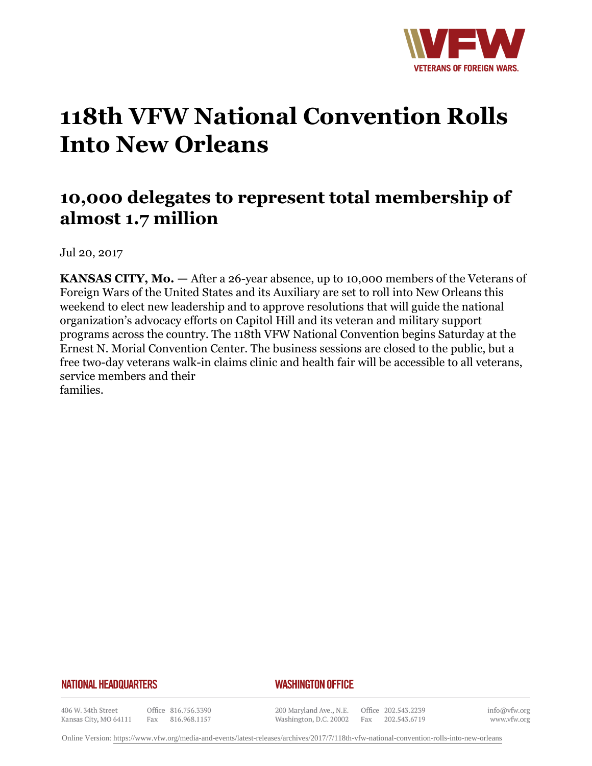# 118th VFW National Convention Rolls Into New Orleans

## 10,000 delegates to represent total membership of almost 1.7 million

Jul 20, 2017

**KANSAS CITY, Mo. —** After a 26-year absence, up to 10,000 members of the Veterans of Foreign Wars of the United States and its Auxiliary are set to roll into New Orleans this weekend to elect new leadership and to approve resolutions that will guide the national organization's advocacy efforts on Capitol Hill and its veteran and military support programs across the country. The 118th VFW National Convention begins Saturday at the Ernest N. Morial Convention Center. The business sessions are closed to the public, but a free two-day veterans walk-in claims clinic and health fair will be accessible to all veterans, service members and their families.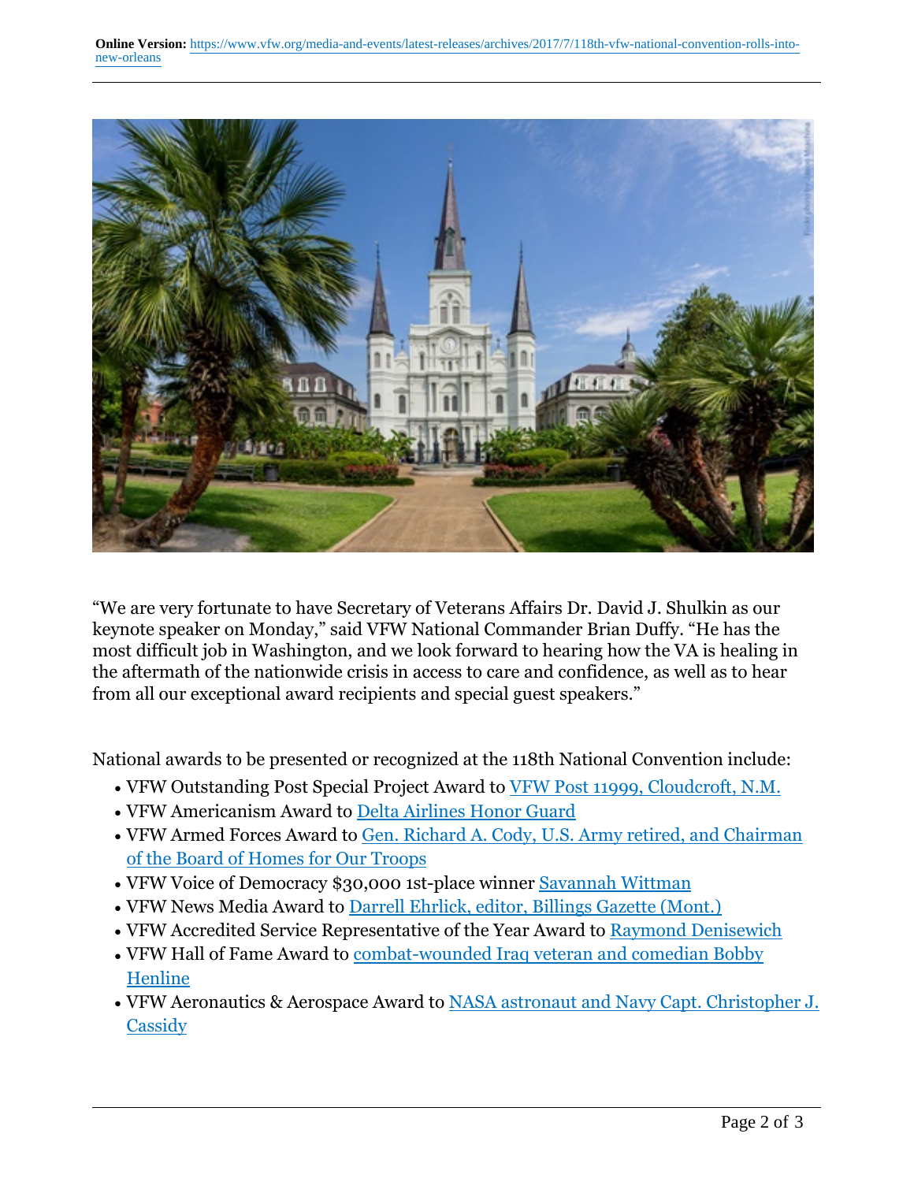“We are very fortunate to have Secretary of Veterans Affairs Dr. David J. Shulkin as our keynote speaker on Monday,” said VFW National Commander Brian Duffy. “He has the most difficult job in Washington, and we look forward to hearing how the VA is healing in the aftermath of the nationwide crisis in access to care and confidence, as well as to hear from all our exceptional award recipients and special guest speakers.”

National awards to be presented or recognized at the 118th National Convention include:

- VFW Outstanding Post Special Project Award to VFW Post 11999, Cloudcroft, N.M.
- VFW Americanism Award to Delta Airlines Honor Guard
- VFW Armed Forces Award to Gen. Richard A. Cody, U.S. Army retired, and Chairman of the Board of Homes for Our Troops
- VFW Voice of Democracy $30,000 1st-place winner Savannah Wittman
- VFW News Media Award to Darrell Ehrlick, editor, Billings Gazette (Mont.)
- VFW Accredited Service Representative of the Year Award to Raymond Denisewich
- VFW Hall of Fame Award to combat-wounded Iraq veteran and comedian Bobby Henline
- VFW Aeronautics & Aerospace Award to NASA astronaut and Navy Capt. Christopher J. Cassidy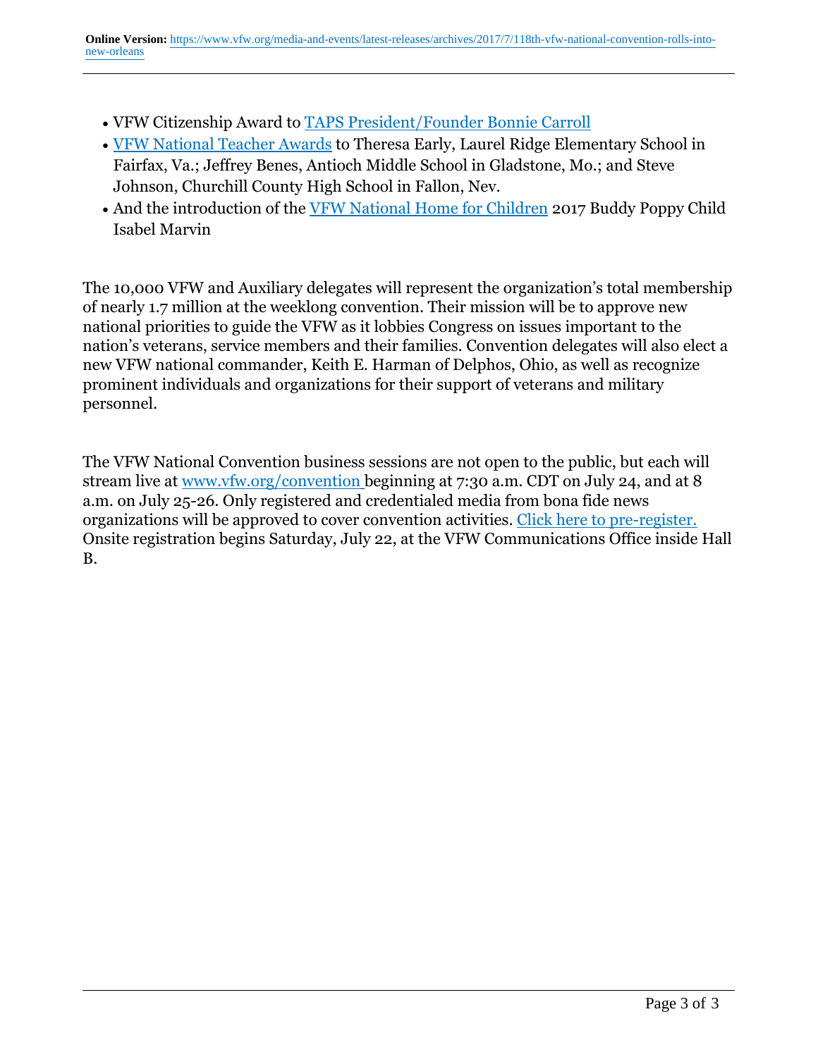- VFW Citizenship Award to TAPS President/Founder Bonnie Carroll
- VFW National Teacher Awards to Theresa Early, Laurel Ridge Elementary School in Fairfax, Va.; Jeffrey Benes, Antioch Middle School in Gladstone, Mo.; and Steve Johnson, Churchill County High School in Fallon, Nev.
- And the introduction of the VFW National Home for Children 2017 Buddy Poppy Child Isabel Marvin

The 10,000 VFW and Auxiliary delegates will represent the organization's total membership of nearly 1.7 million at the weeklong convention. Their mission will be to approve new national priorities to guide the VFW as it lobbies Congress on issues important to the nation's veterans, service members and their families. Convention delegates will also elect a new VFW national commander, Keith E. Harman of Delphos, Ohio, as well as recognize prominent individuals and organizations for their support of veterans and military personnel.

The VFW National Convention business sessions are not open to the public, but each will stream live at www.vfw.org/convention beginning at 7:30 a.m. CDT on July 24, and at 8 a.m. on July 25-26. Only registered and credentialed media from bona fide news organizations will be approved to cover convention activities. Click here to pre-register. Onsite registration begins Saturday, July 22, at the VFW Communications Office inside Hall B.